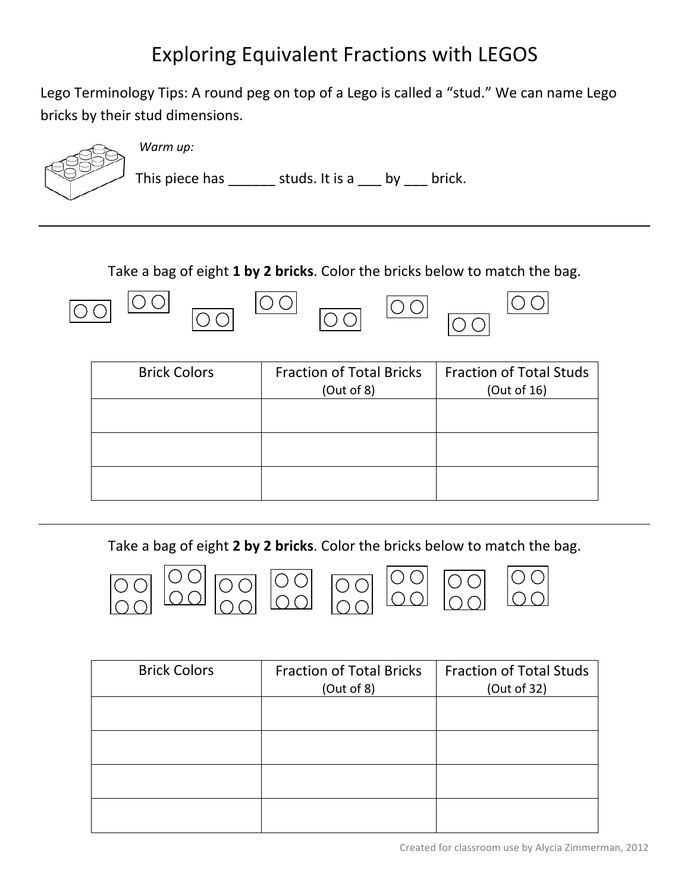# Exploring Equivalent Fractions with LEGOS

Lego Terminology Tips: A round peg on top of a Lego is called a "stud." We can name Lego bricks by their stud dimensions.

*Warm up:*

This piece has ______ studs. It is a ___ by ___ brick.

---

Take a bag of eight **1 by 2 bricks**. Color the bricks below to match the bag.

| Brick Colors | Fraction of Total Bricks (Out of 8) | Fraction of Total Studs (Out of 16) |
|---|---|---|
| | | |
| | | |
| | | |

---

Take a bag of eight **2 by 2 bricks**. Color the bricks below to match the bag.

| Brick Colors | Fraction of Total Bricks (Out of 8) | Fraction of Total Studs (Out of 32) |
|---|---|---|
| | | |
| | | |
| | | |
| | | |

Created for classroom use by Alycia Zimmerman, 2012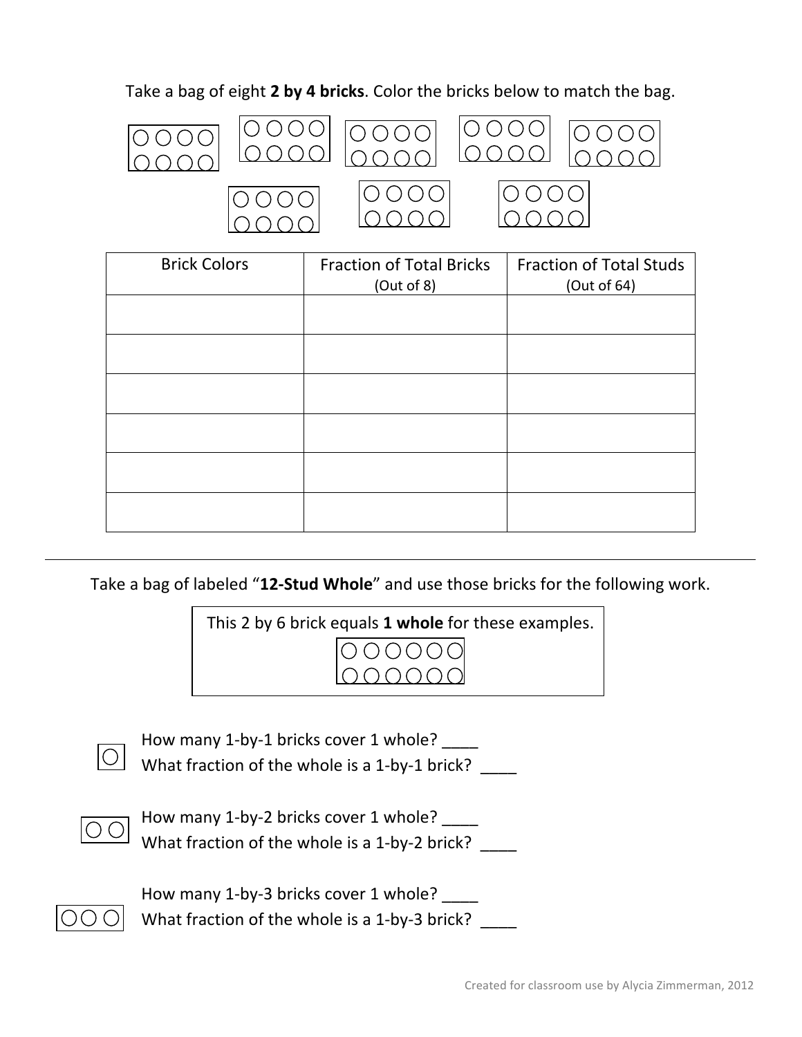Take a bag of eight **2 by 4 bricks**. Color the bricks below to match the bag.

| Brick Colors | Fraction of Total Bricks (Out of 8) | Fraction of Total Studs (Out of 64) |
|---|---|---|
| | | |
| | | |
| | | |
| | | |
| | | |
| | | |

---

Take a bag of labeled "**12-Stud Whole**" and use those bricks for the following work.

This 2 by 6 brick equals **1 whole** for these examples.

How many 1-by-1 bricks cover 1 whole? ____
What fraction of the whole is a 1-by-1 brick? ____

How many 1-by-2 bricks cover 1 whole? ____
What fraction of the whole is a 1-by-2 brick? ____

How many 1-by-3 bricks cover 1 whole? ____
What fraction of the whole is a 1-by-3 brick? ____

Created for classroom use by Alycia Zimmerman, 2012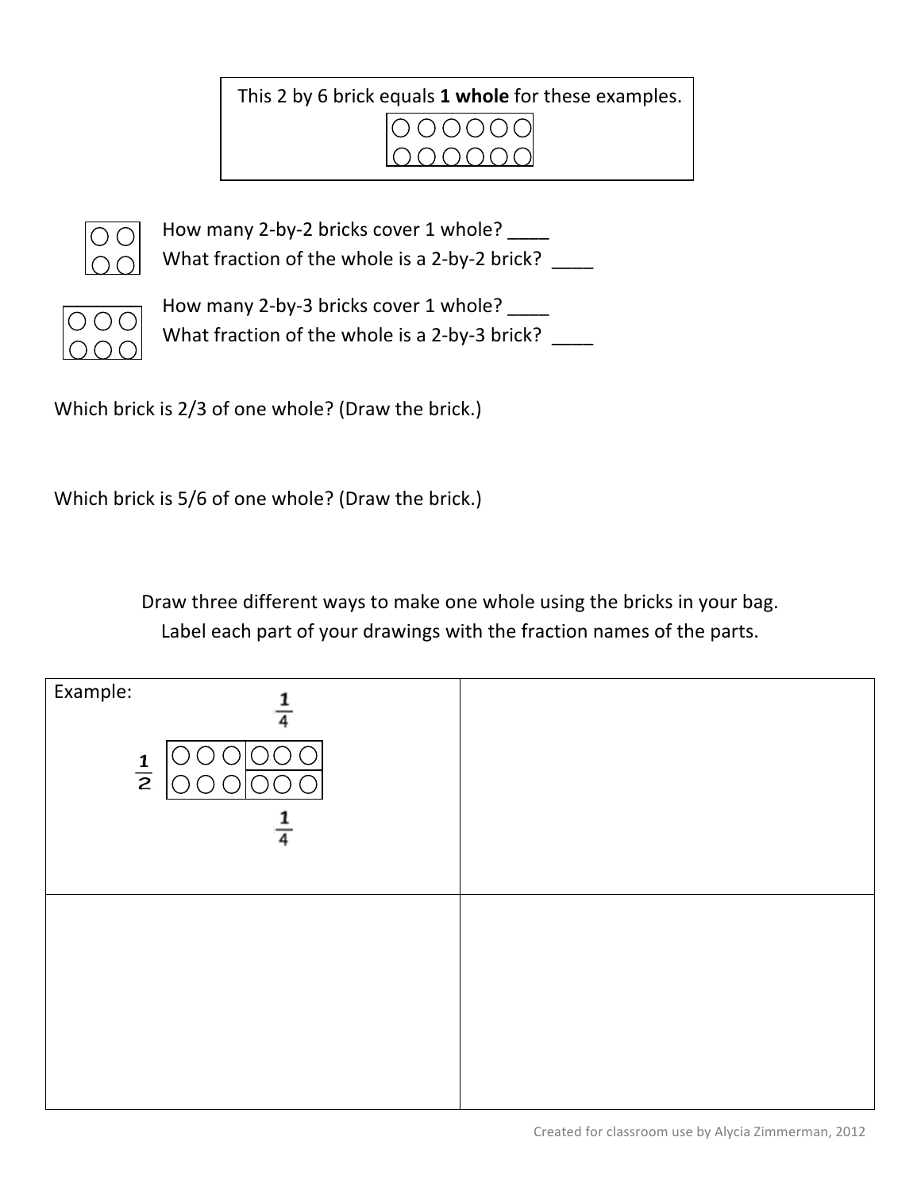This 2 by 6 brick equals **1 whole** for these examples.

How many 2-by-2 bricks cover 1 whole? ____

What fraction of the whole is a 2-by-2 brick? ____

How many 2-by-3 bricks cover 1 whole? ____

What fraction of the whole is a 2-by-3 brick? ____

Which brick is 2/3 of one whole? (Draw the brick.)

Which brick is 5/6 of one whole? (Draw the brick.)

Draw three different ways to make one whole using the bricks in your bag.

Label each part of your drawings with the fraction names of the parts.

| Example: $\frac{1}{2}$ $\frac{1}{4}$ $\frac{1}{4}$ | |
|---|---|
| | |

Created for classroom use by Alycia Zimmerman, 2012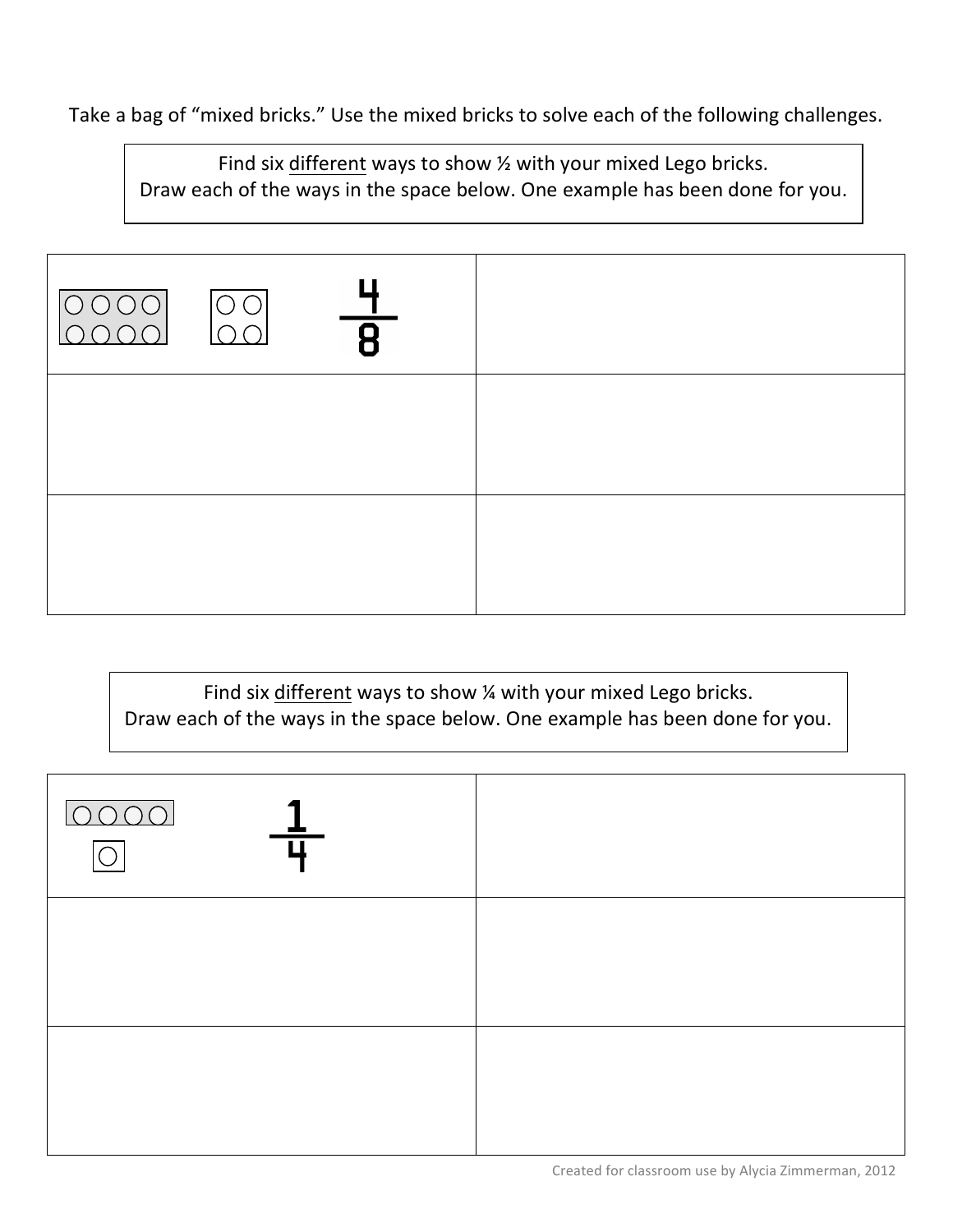Take a bag of "mixed bricks." Use the mixed bricks to solve each of the following challenges.

Find six different ways to show ½ with your mixed Lego bricks.
Draw each of the ways in the space below. One example has been done for you.

| | |
|---|---|
| $\frac{4}{8}$ | |
| | |
| | |

Find six different ways to show ¼ with your mixed Lego bricks.
Draw each of the ways in the space below. One example has been done for you.

| | |
|---|---|
| $\frac{1}{4}$ | |
| | |
| | |

Created for classroom use by Alycia Zimmerman, 2012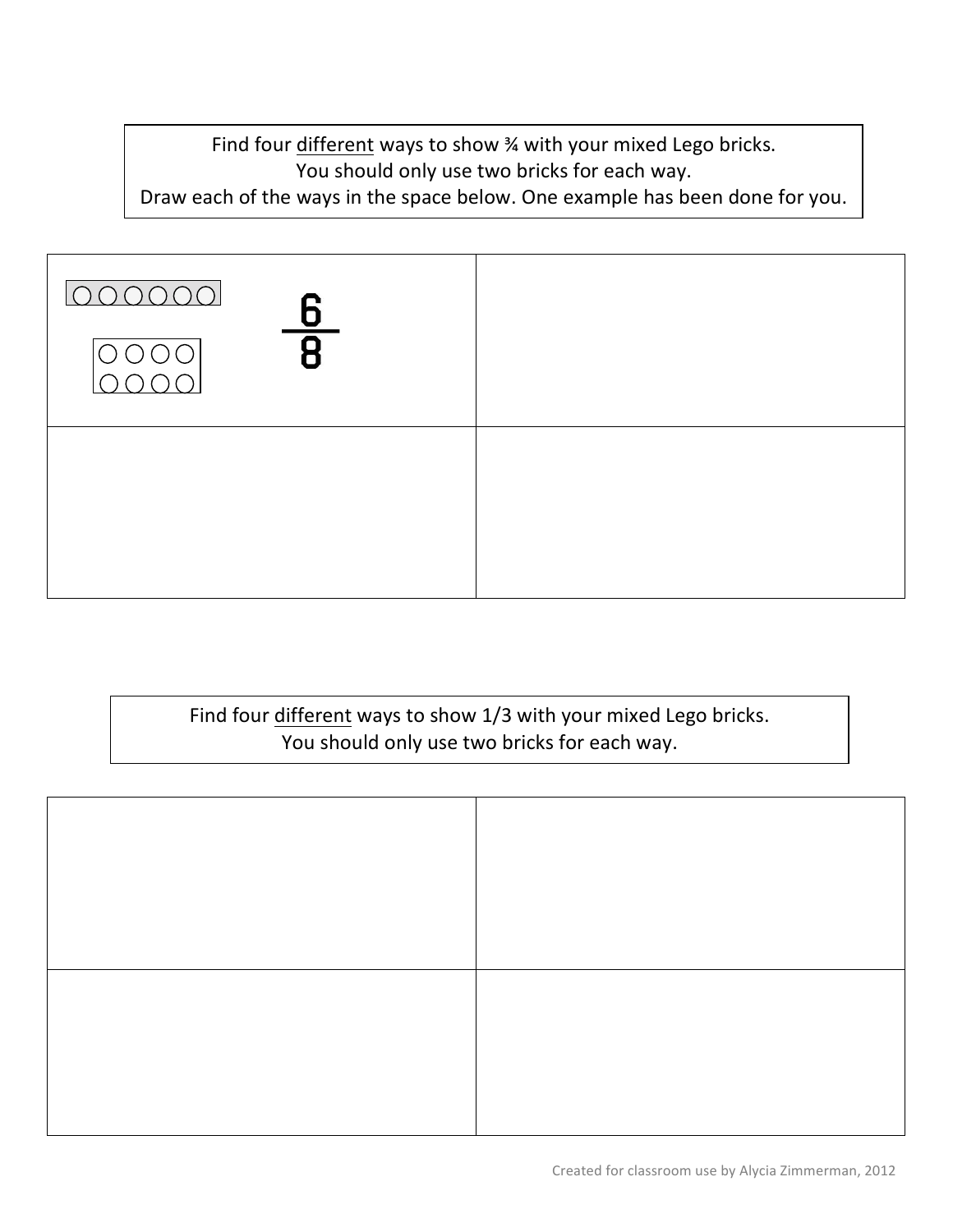Find four different ways to show ¾ with your mixed Lego bricks.
You should only use two bricks for each way.
Draw each of the ways in the space below. One example has been done for you.

| | |
|---|---|
| $\frac{6}{8}$ | |
| | |

Find four different ways to show 1/3 with your mixed Lego bricks.
You should only use two bricks for each way.

| | |
|---|---|
| | |
| | |

Created for classroom use by Alycia Zimmerman, 2012